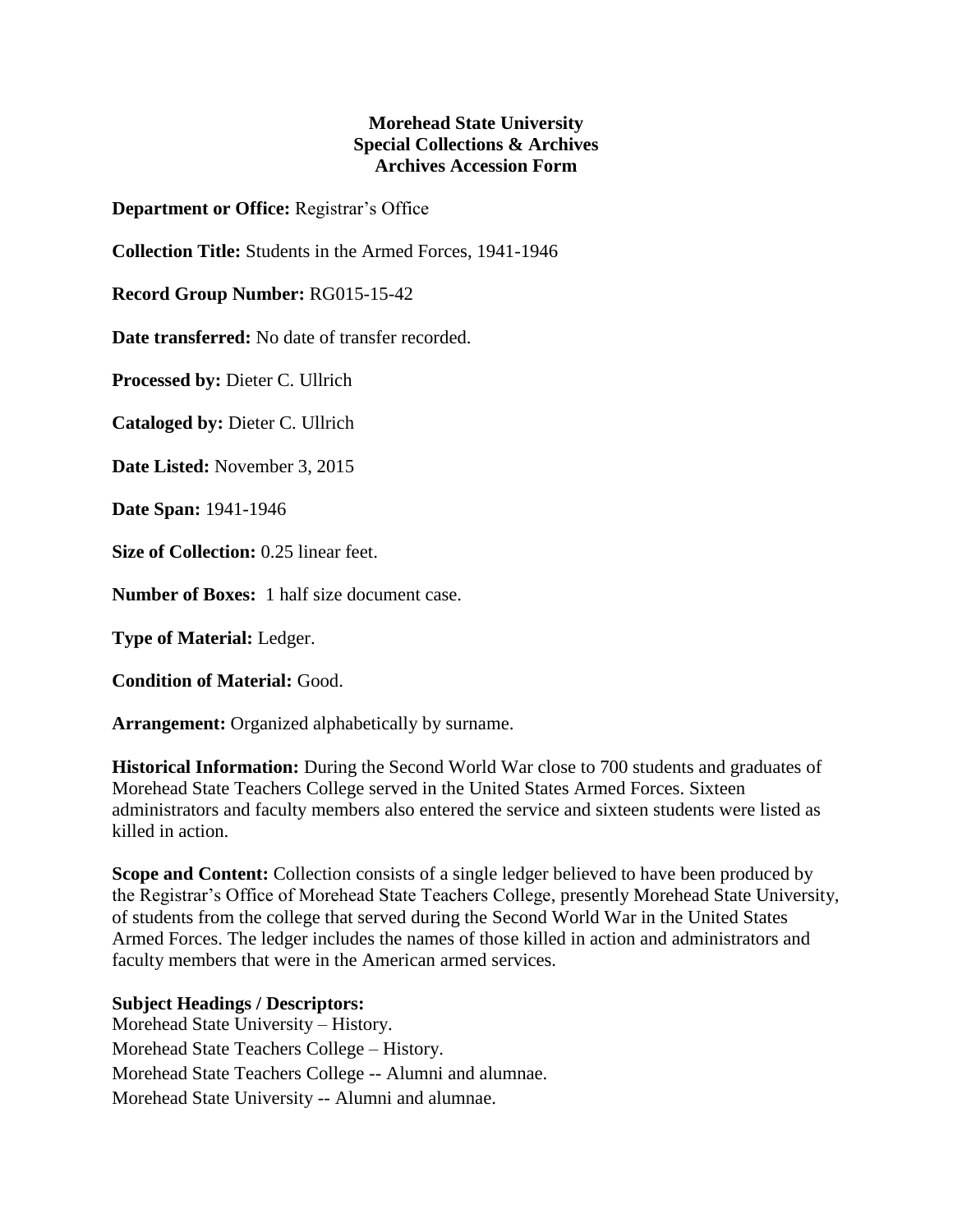**Morehead State University**
**Special Collections & Archives**
**Archives Accession Form**

**Department or Office:** Registrar's Office

**Collection Title:** Students in the Armed Forces, 1941-1946

**Record Group Number:** RG015-15-42

**Date transferred:** No date of transfer recorded.

**Processed by:** Dieter C. Ullrich

**Cataloged by:** Dieter C. Ullrich

**Date Listed:** November 3, 2015

**Date Span:** 1941-1946

**Size of Collection:** 0.25 linear feet.

**Number of Boxes:** 1 half size document case.

**Type of Material:** Ledger.

**Condition of Material:** Good.

**Arrangement:** Organized alphabetically by surname.

**Historical Information:** During the Second World War close to 700 students and graduates of Morehead State Teachers College served in the United States Armed Forces. Sixteen administrators and faculty members also entered the service and sixteen students were listed as killed in action.

**Scope and Content:** Collection consists of a single ledger believed to have been produced by the Registrar's Office of Morehead State Teachers College, presently Morehead State University, of students from the college that served during the Second World War in the United States Armed Forces. The ledger includes the names of those killed in action and administrators and faculty members that were in the American armed services.

**Subject Headings / Descriptors:**
Morehead State University – History.
Morehead State Teachers College – History.
Morehead State Teachers College -- Alumni and alumnae.
Morehead State University -- Alumni and alumnae.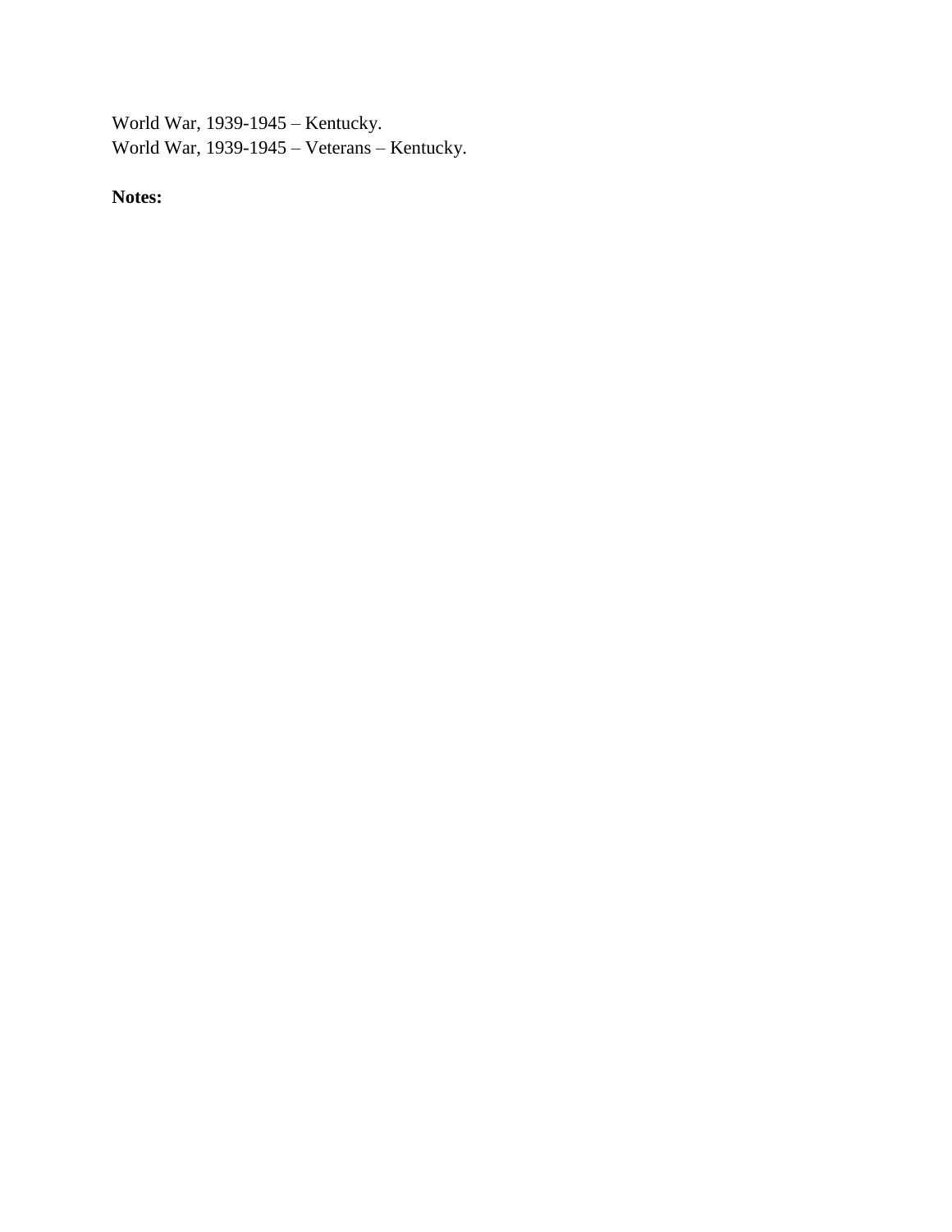World War, 1939-1945 – Kentucky.
World War, 1939-1945 – Veterans – Kentucky.

**Notes:**